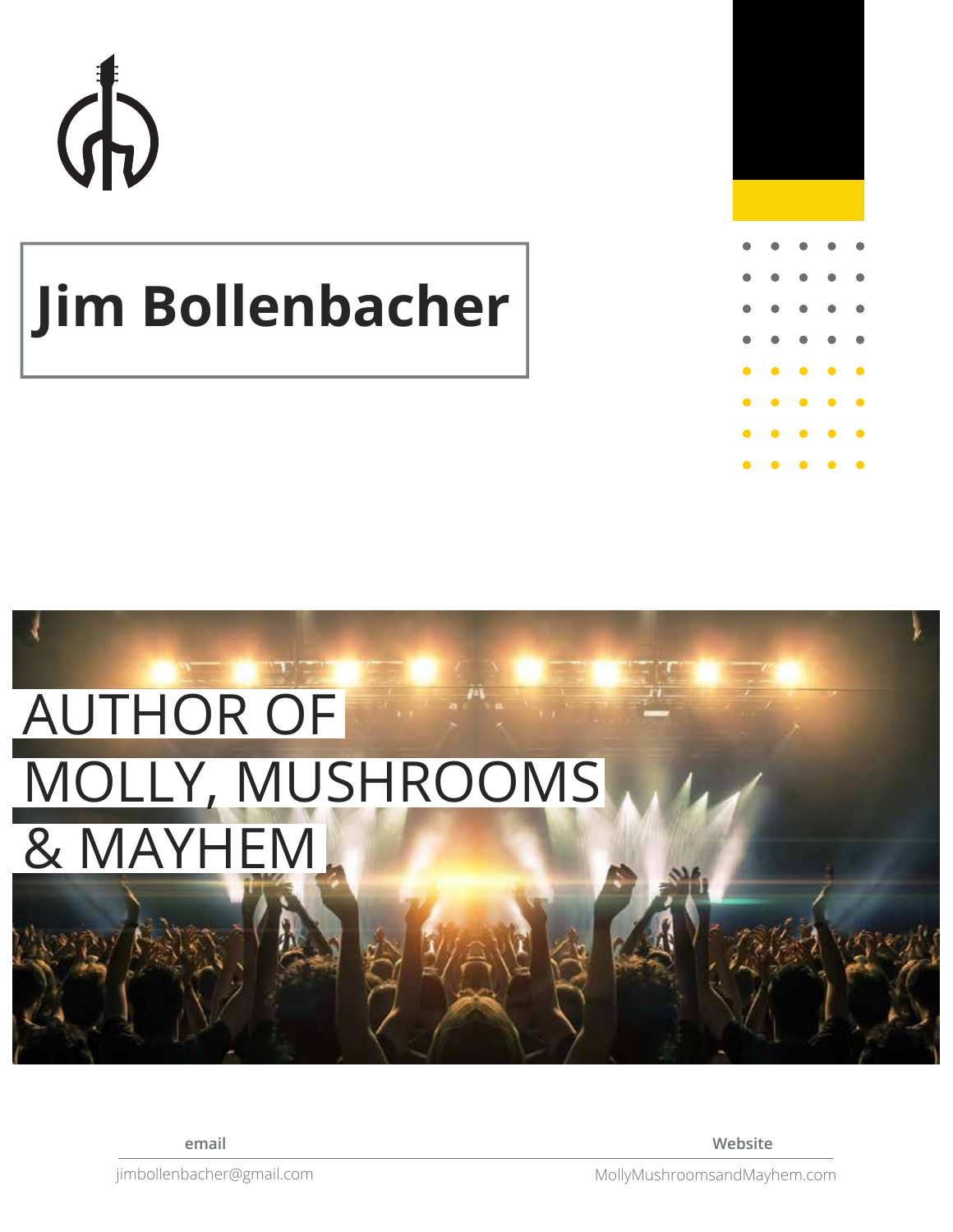# Jim Bollenbacher

AUTHOR OF
MOLLY, MUSHROOMS
& MAYHEM

**email**

jimbollenbacher@gmail.com

**Website**

MollyMushroomsandMayhem.com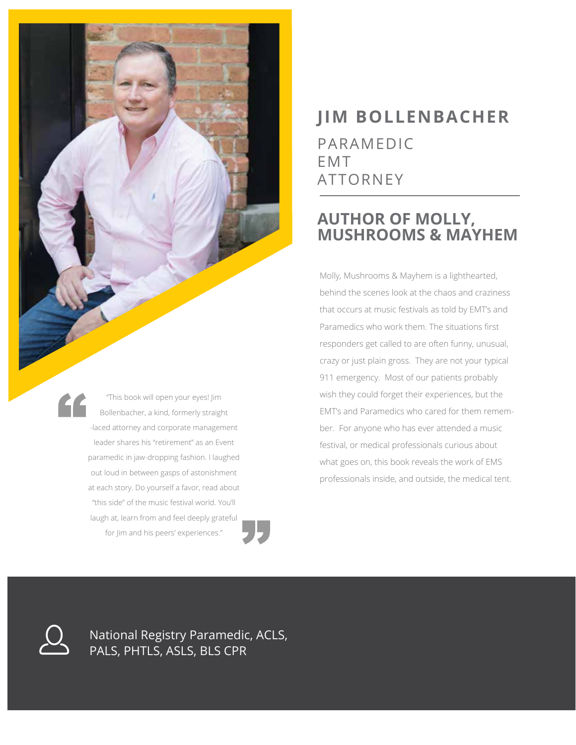# JIM BOLLENBACHER

PARAMEDIC
EMT
ATTORNEY

## AUTHOR OF MOLLY, MUSHROOMS & MAYHEM

Molly, Mushrooms & Mayhem is a lighthearted, behind the scenes look at the chaos and craziness that occurs at music festivals as told by EMT's and Paramedics who work them. The situations first responders get called to are often funny, unusual, crazy or just plain gross. They are not your typical 911 emergency. Most of our patients probably wish they could forget their experiences, but the EMT's and Paramedics who cared for them remember. For anyone who has ever attended a music festival, or medical professionals curious about what goes on, this book reveals the work of EMS professionals inside, and outside, the medical tent.

> "This book will open your eyes! Jim Bollenbacher, a kind, formerly straight-laced attorney and corporate management leader shares his "retirement" as an Event paramedic in jaw-dropping fashion. I laughed out loud in between gasps of astonishment at each story. Do yourself a favor, read about "this side" of the music festival world. You'll laugh at, learn from and feel deeply grateful for Jim and his peers' experiences."

National Registry Paramedic, ACLS, PALS, PHTLS, ASLS, BLS CPR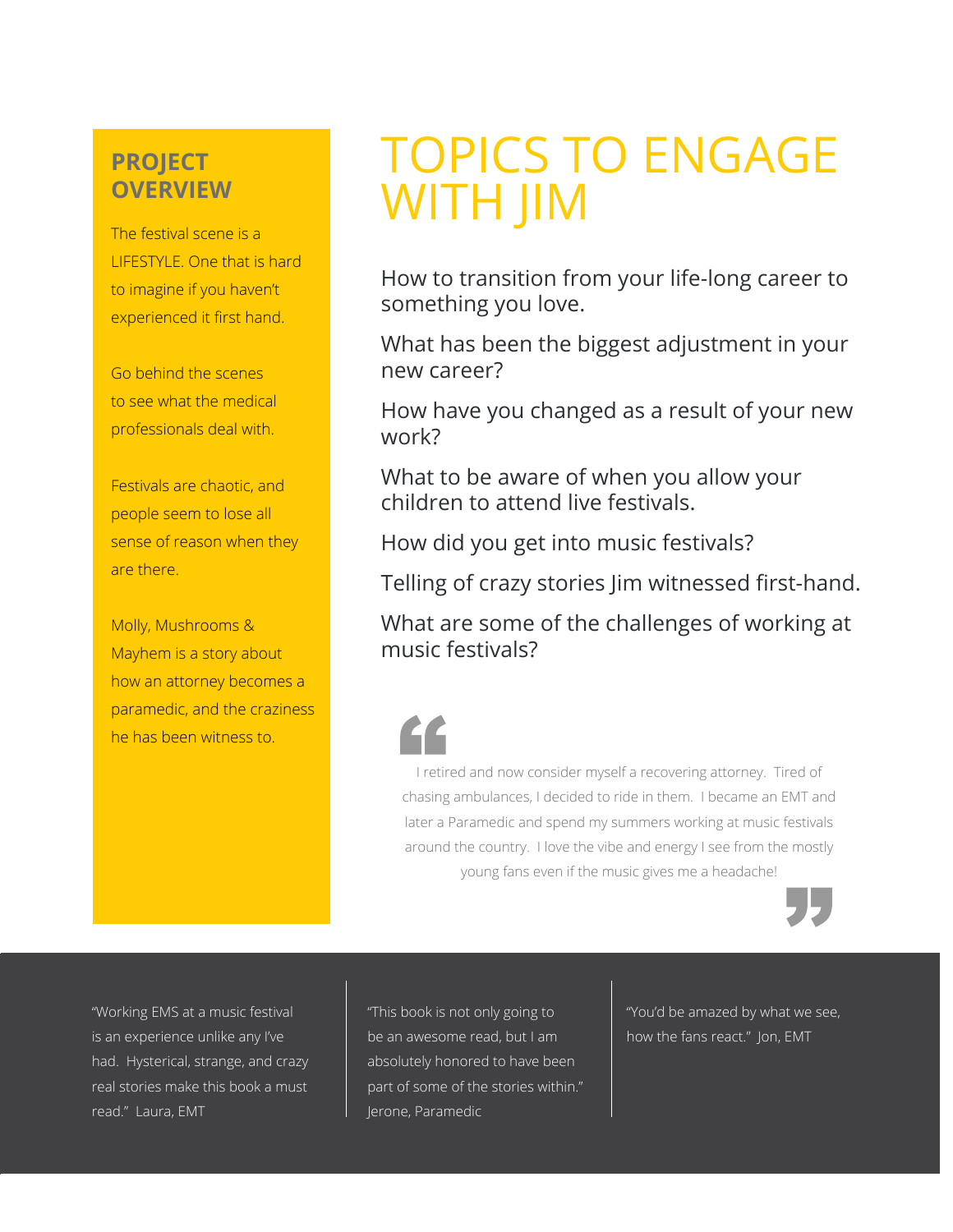## PROJECT OVERVIEW

The festival scene is a LIFESTYLE. One that is hard to imagine if you haven't experienced it first hand.

Go behind the scenes to see what the medical professionals deal with.

Festivals are chaotic, and people seem to lose all sense of reason when they are there.

Molly, Mushrooms & Mayhem is a story about how an attorney becomes a paramedic, and the craziness he has been witness to.

# TOPICS TO ENGAGE WITH JIM

How to transition from your life-long career to something you love.

What has been the biggest adjustment in your new career?

How have you changed as a result of your new work?

What to be aware of when you allow your children to attend live festivals.

How did you get into music festivals?

Telling of crazy stories Jim witnessed first-hand.

What are some of the challenges of working at music festivals?

> I retired and now consider myself a recovering attorney. Tired of chasing ambulances, I decided to ride in them. I became an EMT and later a Paramedic and spend my summers working at music festivals around the country. I love the vibe and energy I see from the mostly young fans even if the music gives me a headache!

"Working EMS at a music festival is an experience unlike any I've had. Hysterical, strange, and crazy real stories make this book a must read." Laura, EMT

"This book is not only going to be an awesome read, but I am absolutely honored to have been part of some of the stories within." Jerone, Paramedic

"You'd be amazed by what we see, how the fans react." Jon, EMT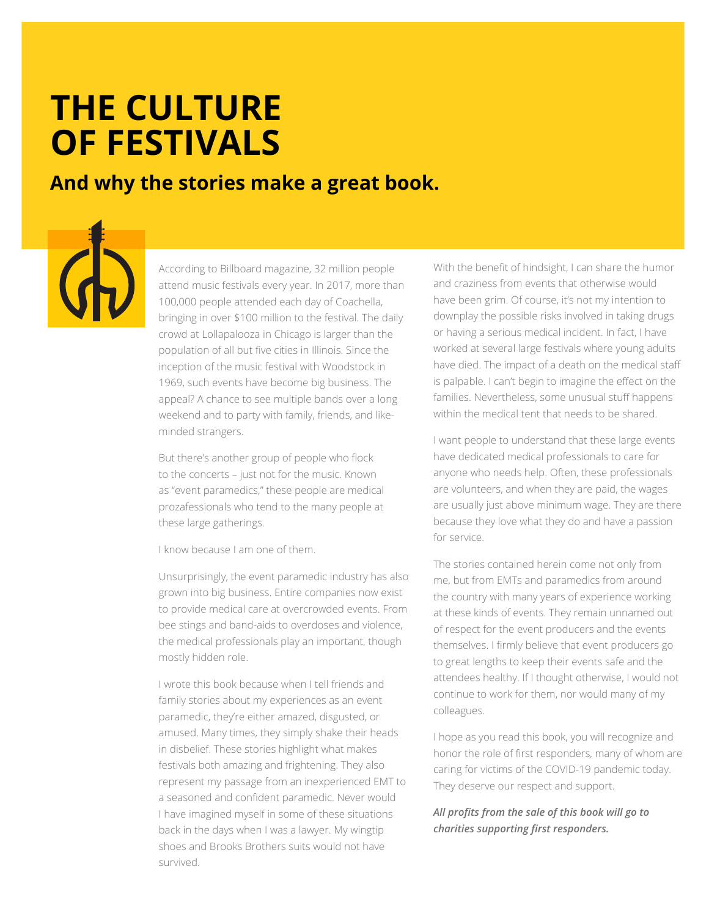# THE CULTURE OF FESTIVALS

## And why the stories make a great book.

According to Billboard magazine, 32 million people attend music festivals every year. In 2017, more than 100,000 people attended each day of Coachella, bringing in over $100 million to the festival. The daily crowd at Lollapalooza in Chicago is larger than the population of all but five cities in Illinois. Since the inception of the music festival with Woodstock in 1969, such events have become big business. The appeal? A chance to see multiple bands over a long weekend and to party with family, friends, and like-minded strangers.

But there's another group of people who flock to the concerts – just not for the music. Known as "event paramedics," these people are medical prozafessionals who tend to the many people at these large gatherings.

I know because I am one of them.

Unsurprisingly, the event paramedic industry has also grown into big business. Entire companies now exist to provide medical care at overcrowded events. From bee stings and band-aids to overdoses and violence, the medical professionals play an important, though mostly hidden role.

I wrote this book because when I tell friends and family stories about my experiences as an event paramedic, they're either amazed, disgusted, or amused. Many times, they simply shake their heads in disbelief. These stories highlight what makes festivals both amazing and frightening. They also represent my passage from an inexperienced EMT to a seasoned and confident paramedic. Never would I have imagined myself in some of these situations back in the days when I was a lawyer. My wingtip shoes and Brooks Brothers suits would not have survived.

With the benefit of hindsight, I can share the humor and craziness from events that otherwise would have been grim. Of course, it's not my intention to downplay the possible risks involved in taking drugs or having a serious medical incident. In fact, I have worked at several large festivals where young adults have died. The impact of a death on the medical staff is palpable. I can't begin to imagine the effect on the families. Nevertheless, some unusual stuff happens within the medical tent that needs to be shared.

I want people to understand that these large events have dedicated medical professionals to care for anyone who needs help. Often, these professionals are volunteers, and when they are paid, the wages are usually just above minimum wage. They are there because they love what they do and have a passion for service.

The stories contained herein come not only from me, but from EMTs and paramedics from around the country with many years of experience working at these kinds of events. They remain unnamed out of respect for the event producers and the events themselves. I firmly believe that event producers go to great lengths to keep their events safe and the attendees healthy. If I thought otherwise, I would not continue to work for them, nor would many of my colleagues.

I hope as you read this book, you will recognize and honor the role of first responders, many of whom are caring for victims of the COVID-19 pandemic today. They deserve our respect and support.

***All profits from the sale of this book will go to charities supporting first responders.***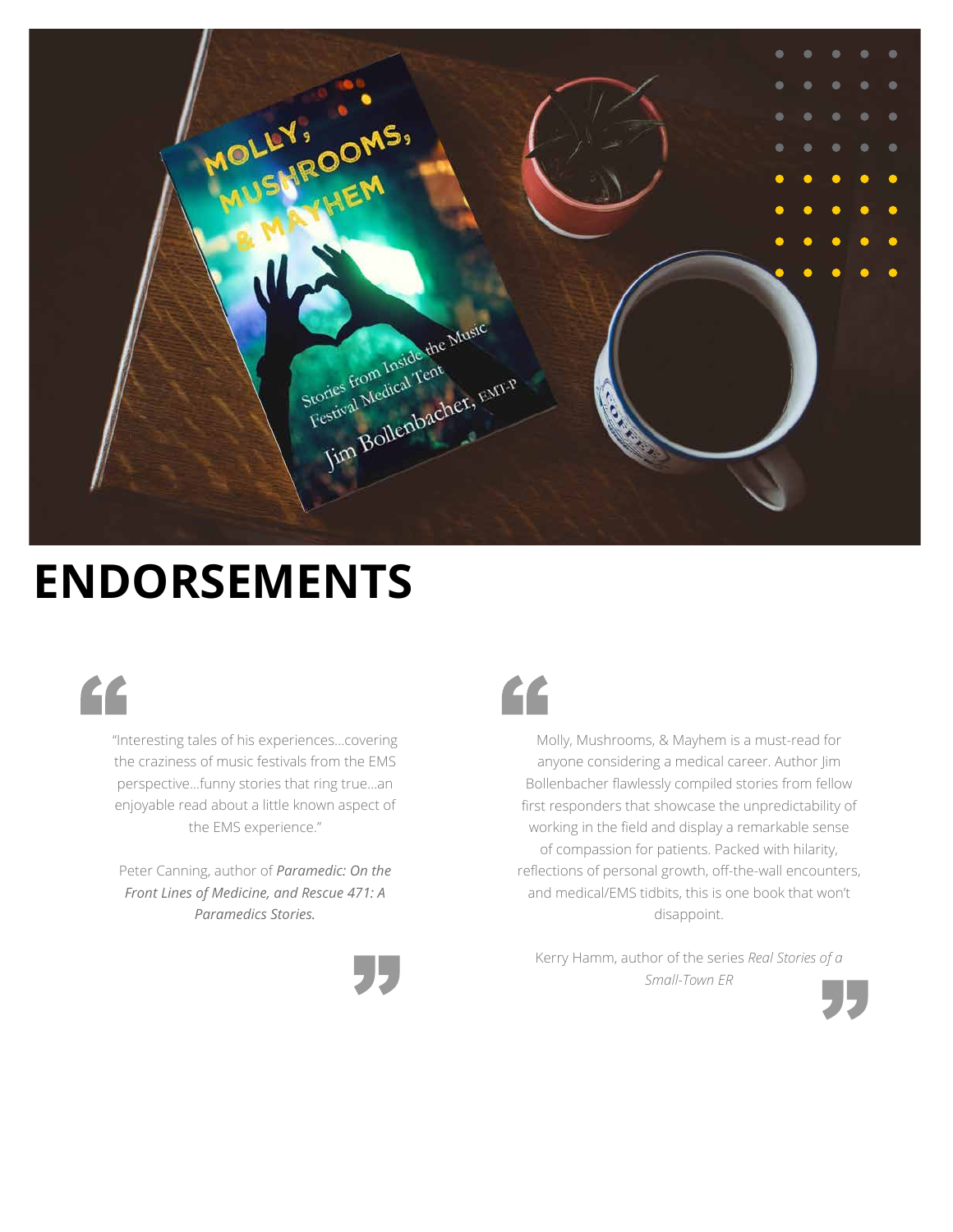# ENDORSEMENTS

"Interesting tales of his experiences…covering the craziness of music festivals from the EMS perspective…funny stories that ring true…an enjoyable read about a little known aspect of the EMS experience."

Peter Canning, author of ***Paramedic: On the Front Lines of Medicine, and Rescue 471: A Paramedics Stories.***

Molly, Mushrooms, & Mayhem is a must-read for anyone considering a medical career. Author Jim Bollenbacher flawlessly compiled stories from fellow first responders that showcase the unpredictability of working in the field and display a remarkable sense of compassion for patients. Packed with hilarity, reflections of personal growth, off-the-wall encounters, and medical/EMS tidbits, this is one book that won't disappoint.

Kerry Hamm, author of the series *Real Stories of a Small-Town ER*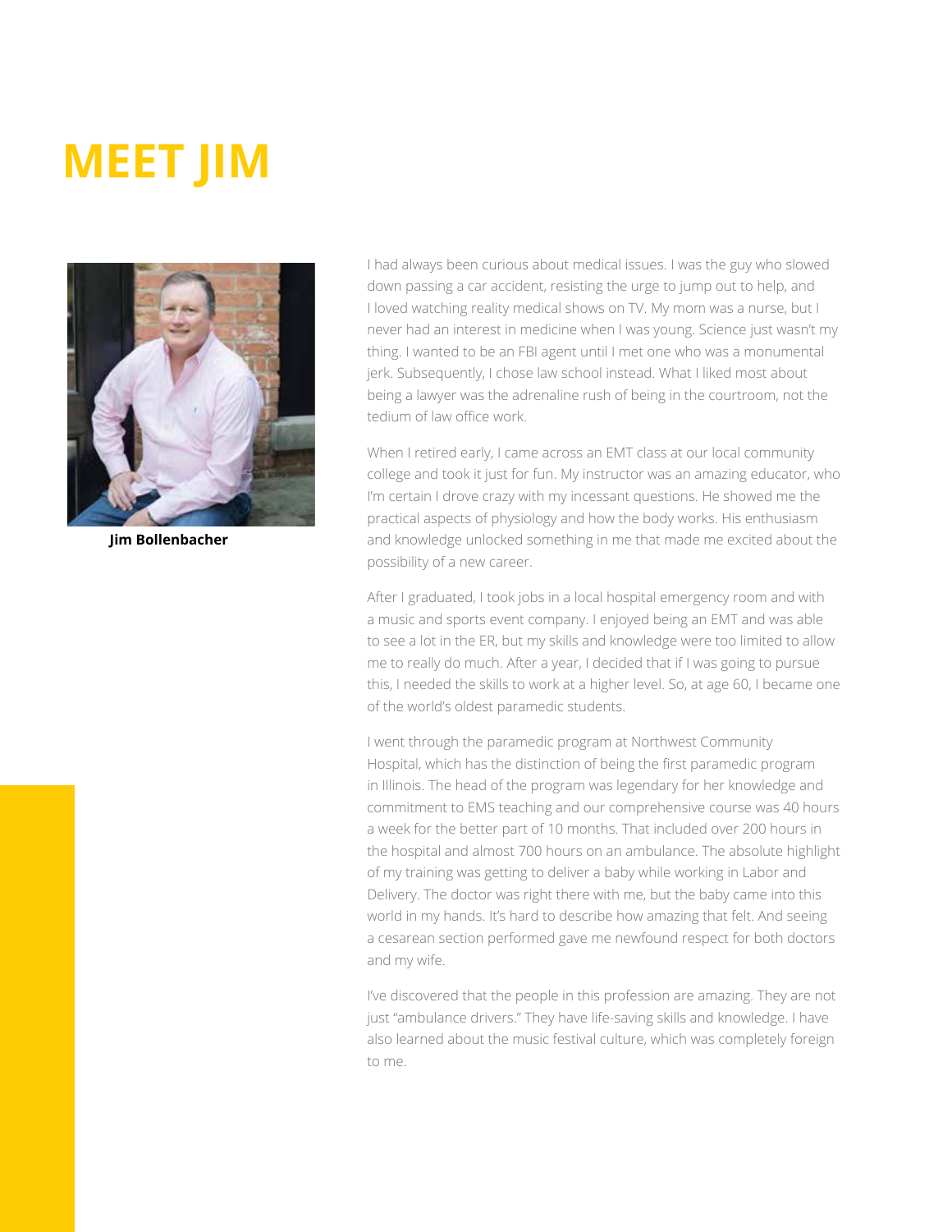# MEET JIM

**Jim Bollenbacher**

I had always been curious about medical issues. I was the guy who slowed down passing a car accident, resisting the urge to jump out to help, and I loved watching reality medical shows on TV. My mom was a nurse, but I never had an interest in medicine when I was young. Science just wasn't my thing. I wanted to be an FBI agent until I met one who was a monumental jerk. Subsequently, I chose law school instead. What I liked most about being a lawyer was the adrenaline rush of being in the courtroom, not the tedium of law office work.

When I retired early, I came across an EMT class at our local community college and took it just for fun. My instructor was an amazing educator, who I'm certain I drove crazy with my incessant questions. He showed me the practical aspects of physiology and how the body works. His enthusiasm and knowledge unlocked something in me that made me excited about the possibility of a new career.

After I graduated, I took jobs in a local hospital emergency room and with a music and sports event company. I enjoyed being an EMT and was able to see a lot in the ER, but my skills and knowledge were too limited to allow me to really do much. After a year, I decided that if I was going to pursue this, I needed the skills to work at a higher level. So, at age 60, I became one of the world's oldest paramedic students.

I went through the paramedic program at Northwest Community Hospital, which has the distinction of being the first paramedic program in Illinois. The head of the program was legendary for her knowledge and commitment to EMS teaching and our comprehensive course was 40 hours a week for the better part of 10 months. That included over 200 hours in the hospital and almost 700 hours on an ambulance. The absolute highlight of my training was getting to deliver a baby while working in Labor and Delivery. The doctor was right there with me, but the baby came into this world in my hands. It's hard to describe how amazing that felt. And seeing a cesarean section performed gave me newfound respect for both doctors and my wife.

I've discovered that the people in this profession are amazing. They are not just "ambulance drivers." They have life-saving skills and knowledge. I have also learned about the music festival culture, which was completely foreign to me.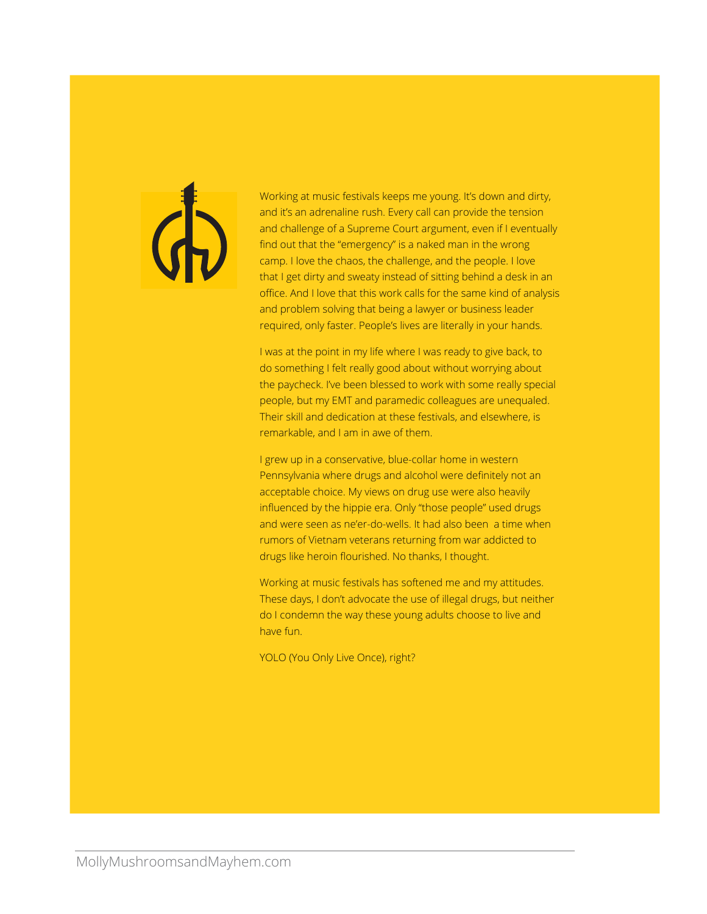Working at music festivals keeps me young. It's down and dirty, and it's an adrenaline rush. Every call can provide the tension and challenge of a Supreme Court argument, even if I eventually find out that the "emergency" is a naked man in the wrong camp. I love the chaos, the challenge, and the people. I love that I get dirty and sweaty instead of sitting behind a desk in an office. And I love that this work calls for the same kind of analysis and problem solving that being a lawyer or business leader required, only faster. People's lives are literally in your hands.

I was at the point in my life where I was ready to give back, to do something I felt really good about without worrying about the paycheck. I've been blessed to work with some really special people, but my EMT and paramedic colleagues are unequaled. Their skill and dedication at these festivals, and elsewhere, is remarkable, and I am in awe of them.

I grew up in a conservative, blue-collar home in western Pennsylvania where drugs and alcohol were definitely not an acceptable choice. My views on drug use were also heavily influenced by the hippie era. Only "those people" used drugs and were seen as ne'er-do-wells. It had also been a time when rumors of Vietnam veterans returning from war addicted to drugs like heroin flourished. No thanks, I thought.

Working at music festivals has softened me and my attitudes. These days, I don't advocate the use of illegal drugs, but neither do I condemn the way these young adults choose to live and have fun.

YOLO (You Only Live Once), right?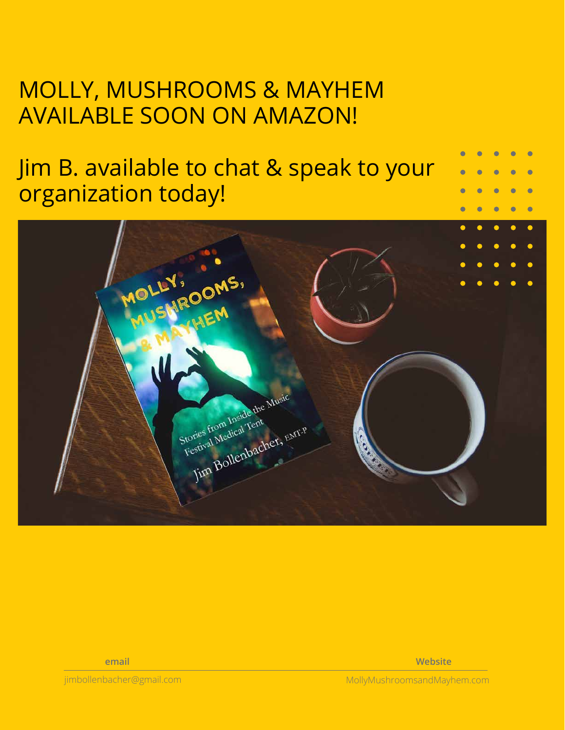# MOLLY, MUSHROOMS & MAYHEM AVAILABLE SOON ON AMAZON!

## Jim B. available to chat & speak to your organization today!

| email | Website |
|---|---|
| jimbollenbacher@gmail.com | MollyMushroomsandMayhem.com |